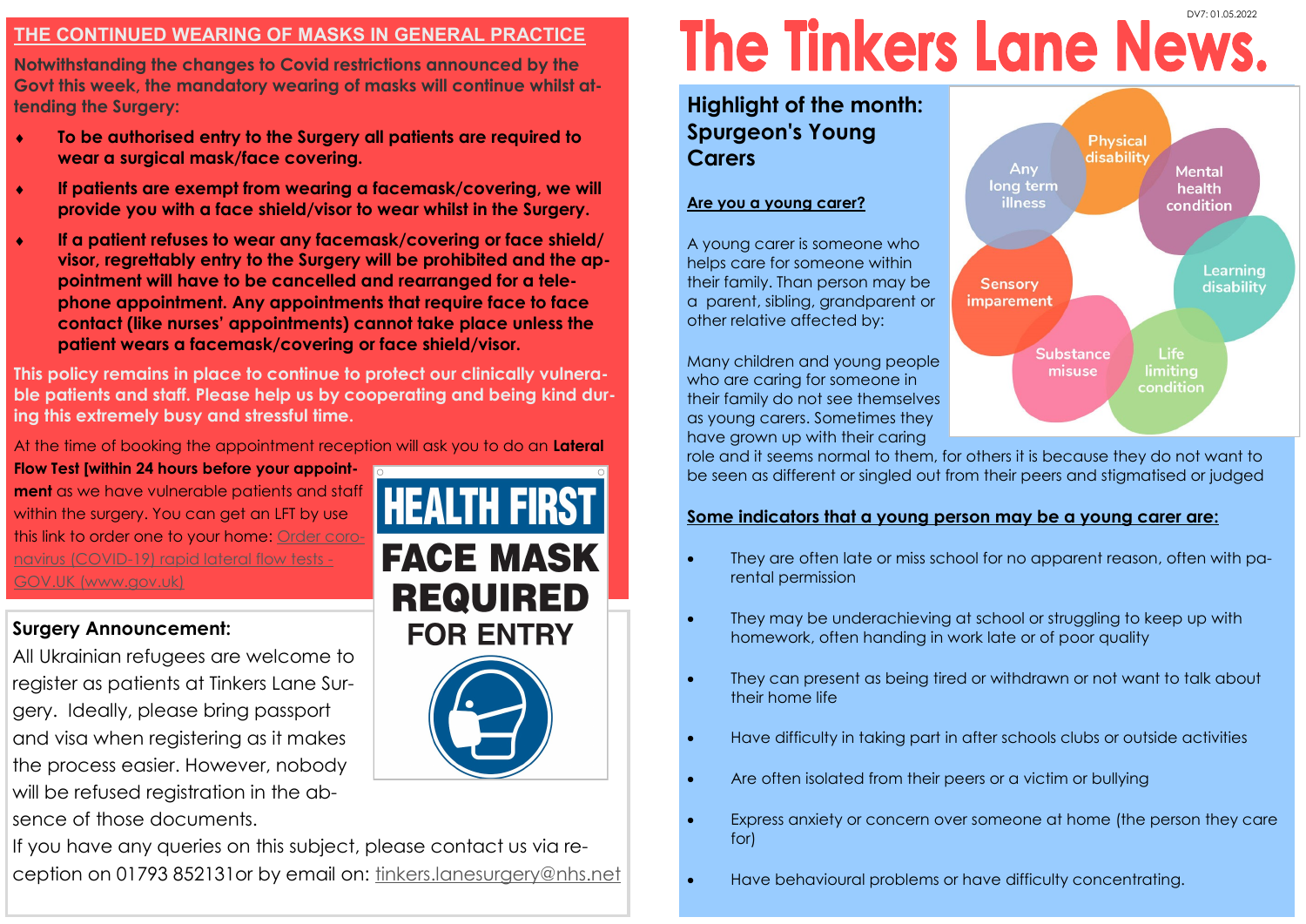# The Tinkers Lane News.

DV7: 01.05.2022

## THE CONTINUED WEARING OF MASKS IN GENERAL PRACTICE

**Notwithstanding the changes to Covid restrictions announced by the Govt this week, the mandatory wearing of masks will continue whilst attending the Surgery:**

- **To be authorised entry to the Surgery all patients are required to wear a surgical mask/face covering.**
- **If patients are exempt from wearing a facemask/covering, we will provide you with a face shield/visor to wear whilst in the Surgery.**
- **If a patient refuses to wear any facemask/covering or face shield/visor, regrettably entry to the Surgery will be prohibited and the appointment will have to be cancelled and rearranged for a telephone appointment. Any appointments that require face to face contact (like nurses' appointments) cannot take place unless the patient wears a facemask/covering or face shield/visor.**

**This policy remains in place to continue to protect our clinically vulnerable patients and staff. Please help us by cooperating and being kind during this extremely busy and stressful time.**

At the time of booking the appointment reception will ask you to do an **Lateral Flow Test [within 24 hours before your appointment** as we have vulnerable patients and staff within the surgery. You can get an LFT by use this link to order one to your home: [Order coronavirus (COVID-19) rapid lateral flow tests - GOV.UK (www.gov.uk)]

**HEALTH FIRST**
**FACE MASK REQUIRED**
**FOR ENTRY**

### Surgery Announcement:

All Ukrainian refugees are welcome to register as patients at Tinkers Lane Surgery. Ideally, please bring passport and visa when registering as it makes the process easier. However, nobody will be refused registration in the absence of those documents.

If you have any queries on this subject, please contact us via reception on 01793 852131or by email on: tinkers.lanesurgery@nhs.net

## Highlight of the month: Spurgeon's Young Carers

**Are you a young carer?**

A young carer is someone who helps care for someone within their family. Than person may be a parent, sibling, grandparent or other relative affected by:

- Any long term illness
- Physical disability
- Mental health condition
- Learning disability
- Life limiting condition
- Substance misuse
- Sensory imperement

Many children and young people who are caring for someone in their family do not see themselves as young carers. Sometimes they have grown up with their caring role and it seems normal to them, for others it is because they do not want to be seen as different or singled out from their peers and stigmatised or judged

**Some indicators that a young person may be a young carer are:**

- They are often late or miss school for no apparent reason, often with parental permission
- They may be underachieving at school or struggling to keep up with homework, often handing in work late or of poor quality
- They can present as being tired or withdrawn or not want to talk about their home life
- Have difficulty in taking part in after schools clubs or outside activities
- Are often isolated from their peers or a victim or bullying
- Express anxiety or concern over someone at home (the person they care for)
- Have behavioural problems or have difficulty concentrating.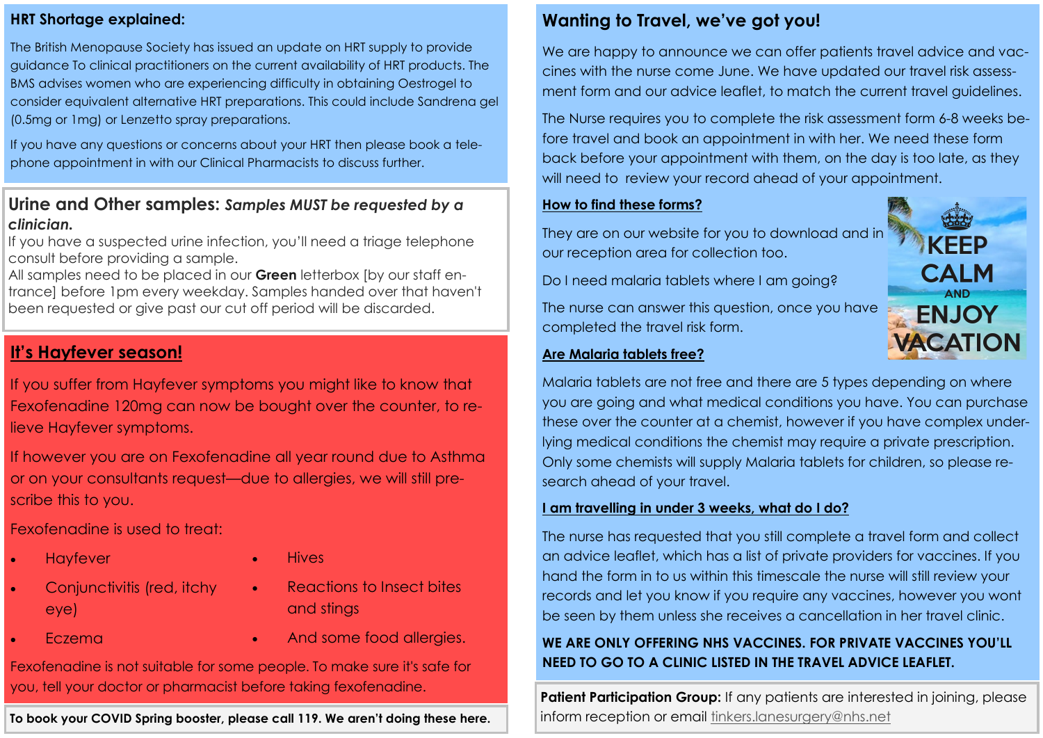## HRT Shortage explained:

The British Menopause Society has issued an update on HRT supply to provide guidance To clinical practitioners on the current availability of HRT products. The BMS advises women who are experiencing difficulty in obtaining Oestrogel to consider equivalent alternative HRT preparations. This could include Sandrena gel (0.5mg or 1mg) or Lenzetto spray preparations.

If you have any questions or concerns about your HRT then please book a telephone appointment in with our Clinical Pharmacists to discuss further.

## Urine and Other samples: ***Samples MUST be requested by a clinician.***

If you have a suspected urine infection, you'll need a triage telephone consult before providing a sample.
All samples need to be placed in our **Green** letterbox [by our staff entrance] before 1pm every weekday. Samples handed over that haven't been requested or give past our cut off period will be discarded.

## It's Hayfever season!

If you suffer from Hayfever symptoms you might like to know that Fexofenadine 120mg can now be bought over the counter, to relieve Hayfever symptoms.

If however you are on Fexofenadine all year round due to Asthma or on your consultants request—due to allergies, we will still prescribe this to you.

Fexofenadine is used to treat:

- Hayfever
- Conjunctivitis (red, itchy eye)
- Eczema
- Hives
- Reactions to Insect bites and stings
- And some food allergies.

Fexofenadine is not suitable for some people. To make sure it's safe for you, tell your doctor or pharmacist before taking fexofenadine.

**To book your COVID Spring booster, please call 119. We aren't doing these here.**

## Wanting to Travel, we've got you!

We are happy to announce we can offer patients travel advice and vaccines with the nurse come June. We have updated our travel risk assessment form and our advice leaflet, to match the current travel guidelines.

The Nurse requires you to complete the risk assessment form 6-8 weeks before travel and book an appointment in with her. We need these form back before your appointment with them, on the day is too late, as they will need to review your record ahead of your appointment.

### How to find these forms?

They are on our website for you to download and in our reception area for collection too.

Do I need malaria tablets where I am going?

The nurse can answer this question, once you have completed the travel risk form.

### Are Malaria tablets free?

Malaria tablets are not free and there are 5 types depending on where you are going and what medical conditions you have. You can purchase these over the counter at a chemist, however if you have complex underlying medical conditions the chemist may require a private prescription. Only some chemists will supply Malaria tablets for children, so please research ahead of your travel.

### I am travelling in under 3 weeks, what do I do?

The nurse has requested that you still complete a travel form and collect an advice leaflet, which has a list of private providers for vaccines. If you hand the form in to us within this timescale the nurse will still review your records and let you know if you require any vaccines, however you wont be seen by them unless she receives a cancellation in her travel clinic.

**WE ARE ONLY OFFERING NHS VACCINES. FOR PRIVATE VACCINES YOU'LL NEED TO GO TO A CLINIC LISTED IN THE TRAVEL ADVICE LEAFLET.**

**Patient Participation Group:** If any patients are interested in joining, please inform reception or email tinkers.lanesurgery@nhs.net